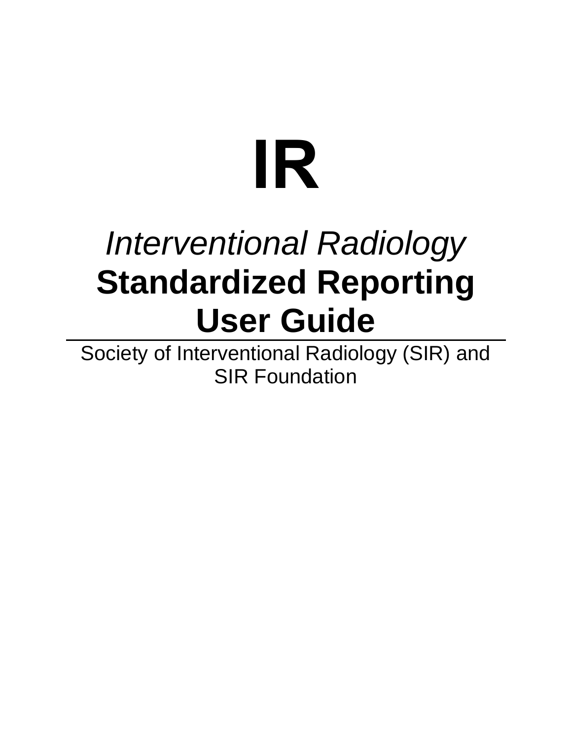# IR

*Interventional Radiology*

**Standardized Reporting User Guide**

---

Society of Interventional Radiology (SIR) and SIR Foundation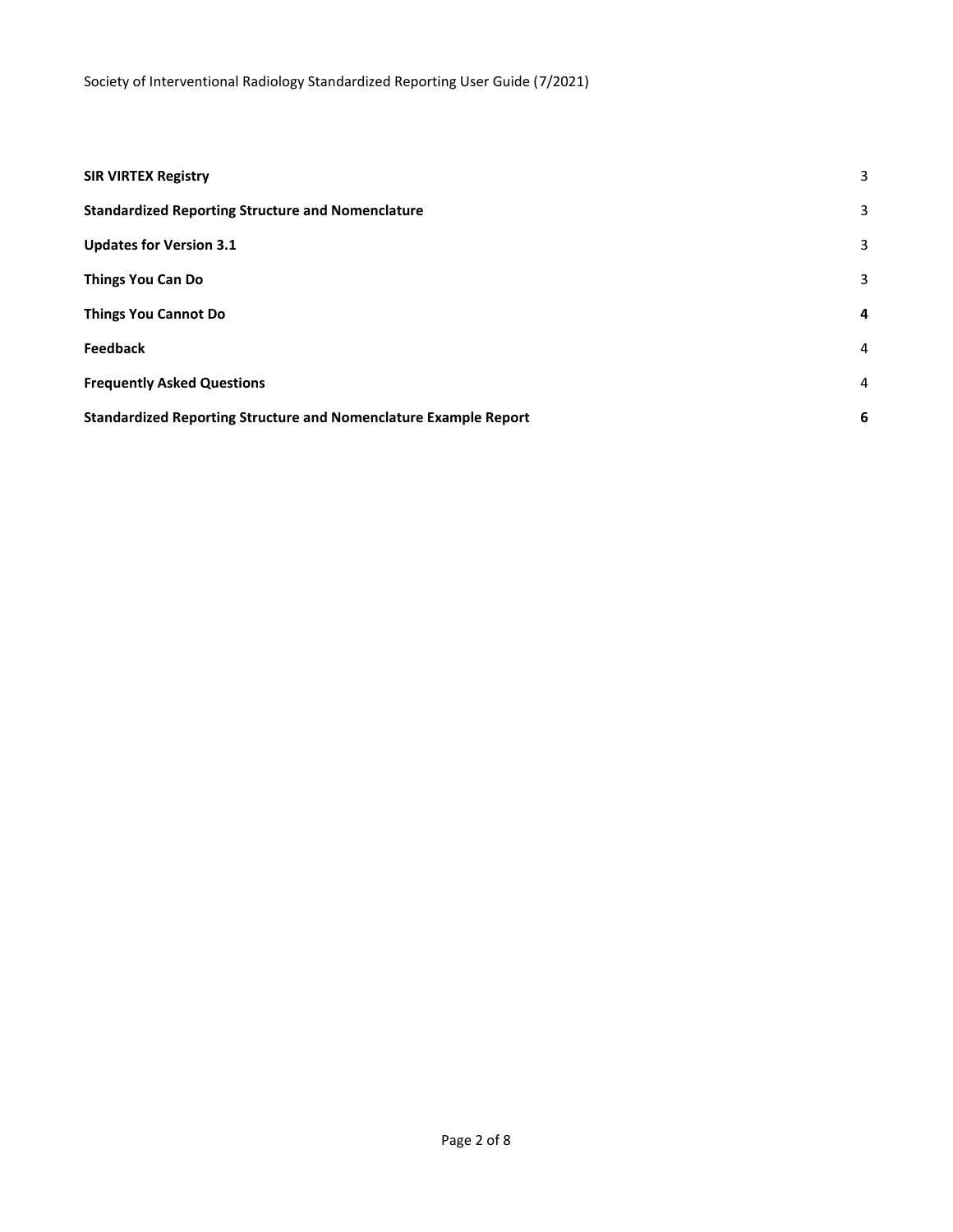| | |
|---|---|
| **SIR VIRTEX Registry** | 3 |
| **Standardized Reporting Structure and Nomenclature** | 3 |
| **Updates for Version 3.1** | 3 |
| **Things You Can Do** | 3 |
| **Things You Cannot Do** | **4** |
| **Feedback** | 4 |
| **Frequently Asked Questions** | 4 |
| **Standardized Reporting Structure and Nomenclature Example Report** | **6** |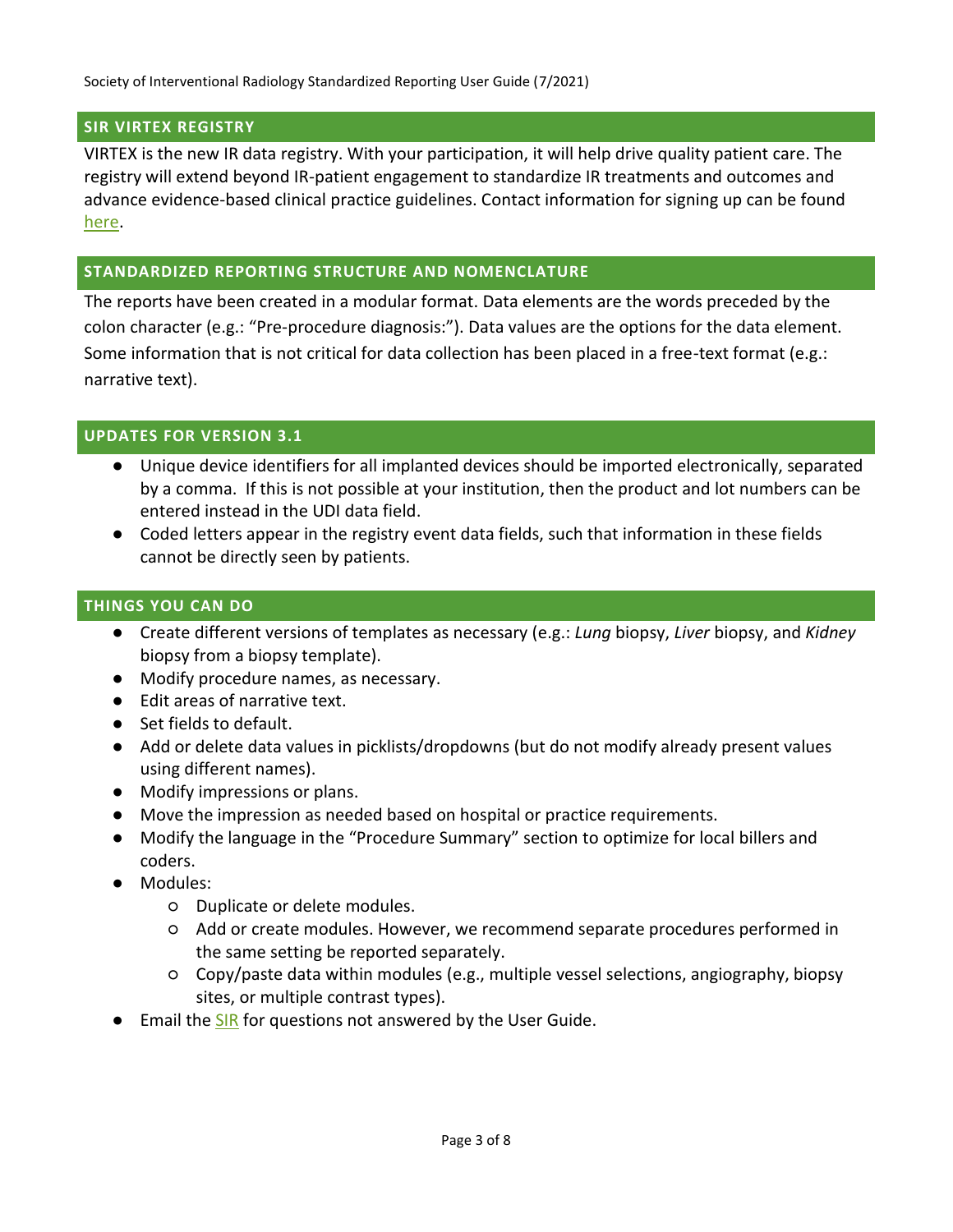## SIR VIRTEX REGISTRY

VIRTEX is the new IR data registry. With your participation, it will help drive quality patient care. The registry will extend beyond IR-patient engagement to standardize IR treatments and outcomes and advance evidence-based clinical practice guidelines. Contact information for signing up can be found here.

## STANDARDIZED REPORTING STRUCTURE AND NOMENCLATURE

The reports have been created in a modular format. Data elements are the words preceded by the colon character (e.g.: "Pre-procedure diagnosis:"). Data values are the options for the data element. Some information that is not critical for data collection has been placed in a free-text format (e.g.: narrative text).

## UPDATES FOR VERSION 3.1

- Unique device identifiers for all implanted devices should be imported electronically, separated by a comma. If this is not possible at your institution, then the product and lot numbers can be entered instead in the UDI data field.
- Coded letters appear in the registry event data fields, such that information in these fields cannot be directly seen by patients.

## THINGS YOU CAN DO

- Create different versions of templates as necessary (e.g.: *Lung* biopsy, *Liver* biopsy, and *Kidney* biopsy from a biopsy template).
- Modify procedure names, as necessary.
- Edit areas of narrative text.
- Set fields to default.
- Add or delete data values in picklists/dropdowns (but do not modify already present values using different names).
- Modify impressions or plans.
- Move the impression as needed based on hospital or practice requirements.
- Modify the language in the "Procedure Summary" section to optimize for local billers and coders.
- Modules:
  - Duplicate or delete modules.
  - Add or create modules. However, we recommend separate procedures performed in the same setting be reported separately.
  - Copy/paste data within modules (e.g., multiple vessel selections, angiography, biopsy sites, or multiple contrast types).
- Email the SIR for questions not answered by the User Guide.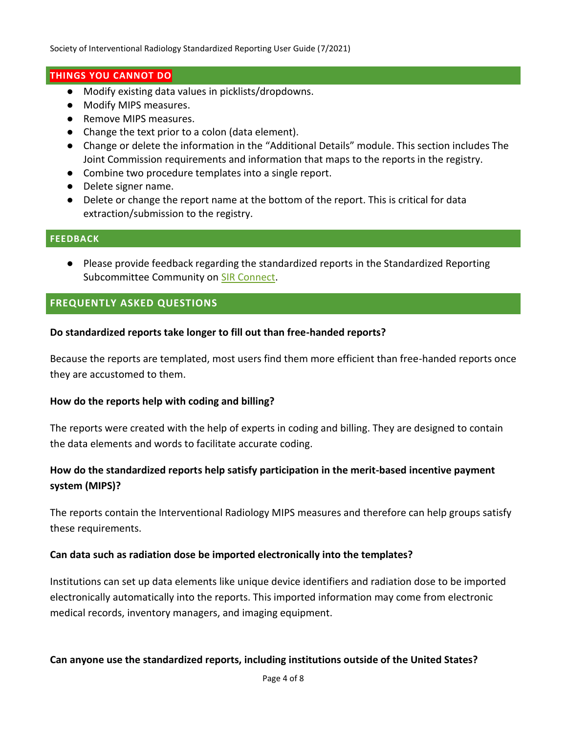## THINGS YOU CANNOT DO

- Modify existing data values in picklists/dropdowns.
- Modify MIPS measures.
- Remove MIPS measures.
- Change the text prior to a colon (data element).
- Change or delete the information in the "Additional Details" module. This section includes The Joint Commission requirements and information that maps to the reports in the registry.
- Combine two procedure templates into a single report.
- Delete signer name.
- Delete or change the report name at the bottom of the report. This is critical for data extraction/submission to the registry.

## FEEDBACK

- Please provide feedback regarding the standardized reports in the Standardized Reporting Subcommittee Community on SIR Connect.

## FREQUENTLY ASKED QUESTIONS

**Do standardized reports take longer to fill out than free-handed reports?**

Because the reports are templated, most users find them more efficient than free-handed reports once they are accustomed to them.

**How do the reports help with coding and billing?**

The reports were created with the help of experts in coding and billing. They are designed to contain the data elements and words to facilitate accurate coding.

**How do the standardized reports help satisfy participation in the merit-based incentive payment system (MIPS)?**

The reports contain the Interventional Radiology MIPS measures and therefore can help groups satisfy these requirements.

**Can data such as radiation dose be imported electronically into the templates?**

Institutions can set up data elements like unique device identifiers and radiation dose to be imported electronically automatically into the reports. This imported information may come from electronic medical records, inventory managers, and imaging equipment.

**Can anyone use the standardized reports, including institutions outside of the United States?**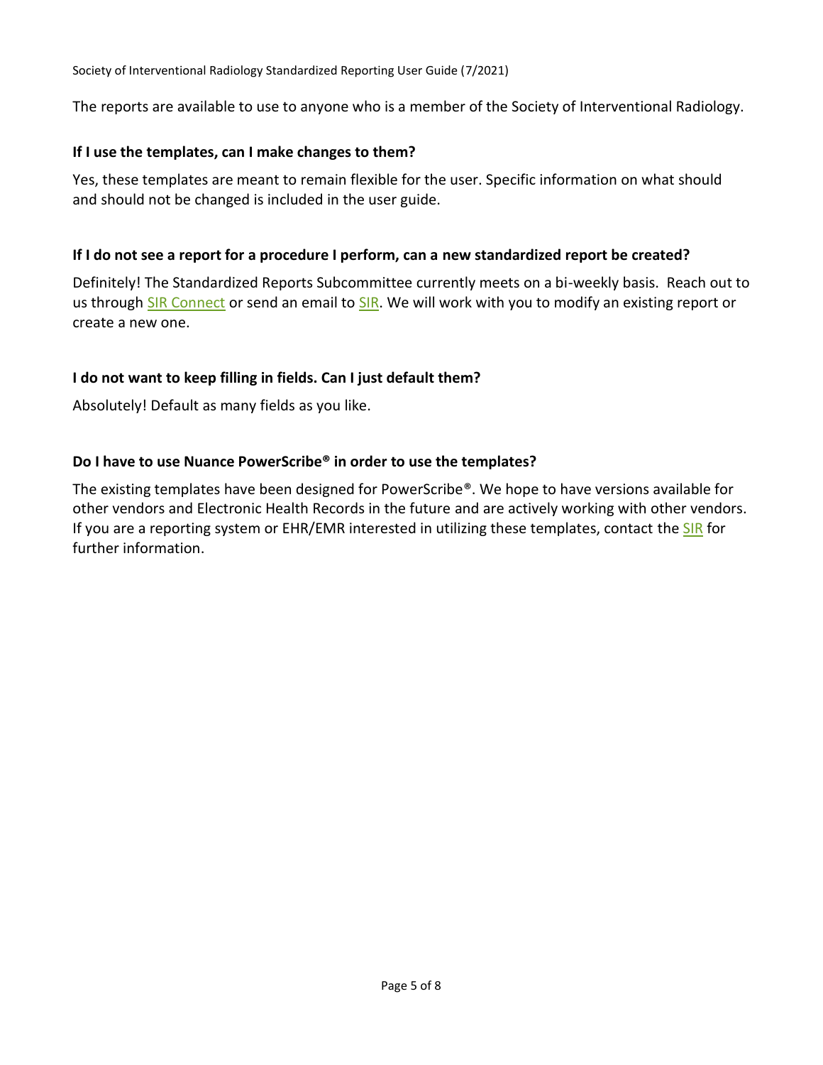The reports are available to use to anyone who is a member of the Society of Interventional Radiology.

**If I use the templates, can I make changes to them?**

Yes, these templates are meant to remain flexible for the user. Specific information on what should and should not be changed is included in the user guide.

**If I do not see a report for a procedure I perform, can a new standardized report be created?**

Definitely! The Standardized Reports Subcommittee currently meets on a bi-weekly basis. Reach out to us through SIR Connect or send an email to SIR. We will work with you to modify an existing report or create a new one.

**I do not want to keep filling in fields. Can I just default them?**

Absolutely! Default as many fields as you like.

**Do I have to use Nuance PowerScribe® in order to use the templates?**

The existing templates have been designed for PowerScribe®. We hope to have versions available for other vendors and Electronic Health Records in the future and are actively working with other vendors. If you are a reporting system or EHR/EMR interested in utilizing these templates, contact the SIR for further information.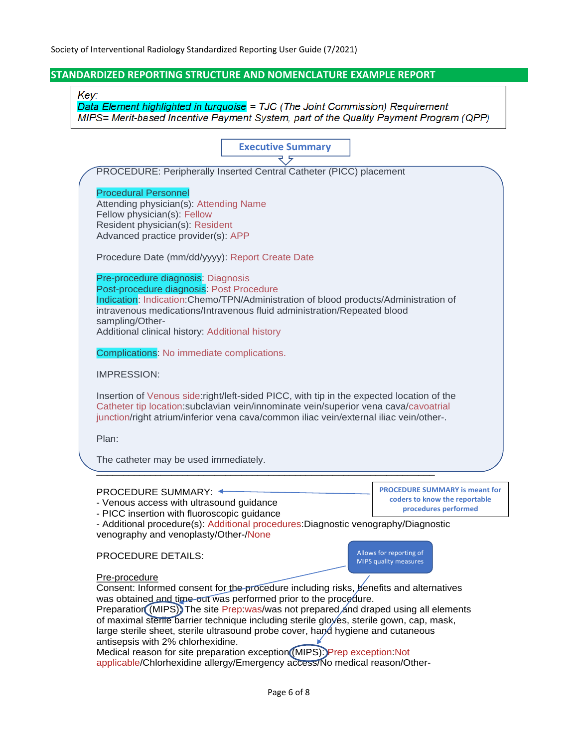## STANDARDIZED REPORTING STRUCTURE AND NOMENCLATURE EXAMPLE REPORT

*Key:*
*Data Element highlighted in turquoise = TJC (The Joint Commission) Requirement*
*MIPS= Merit-based Incentive Payment System, part of the Quality Payment Program (QPP)*

**Executive Summary**

PROCEDURE: Peripherally Inserted Central Catheter (PICC) placement

Procedural Personnel
Attending physician(s): Attending Name
Fellow physician(s): Fellow
Resident physician(s): Resident
Advanced practice provider(s): APP

Procedure Date (mm/dd/yyyy): Report Create Date

Pre-procedure diagnosis: Diagnosis
Post-procedure diagnosis: Post Procedure
Indication: Indication:Chemo/TPN/Administration of blood products/Administration of intravenous medications/Intravenous fluid administration/Repeated blood sampling/Other-
Additional clinical history: Additional history

Complications: No immediate complications.

IMPRESSION:

Insertion of Venous side:right/left-sided PICC, with tip in the expected location of the Catheter tip location:subclavian vein/innominate vein/superior vena cava/cavoatrial junction/right atrium/inferior vena cava/common iliac vein/external iliac vein/other-.

Plan:

The catheter may be used immediately.

---

PROCEDURE SUMMARY:
- Venous access with ultrasound guidance
- PICC insertion with fluoroscopic guidance
- Additional procedure(s): Additional procedures:Diagnostic venography/Diagnostic venography and venoplasty/Other-/None

**PROCEDURE SUMMARY is meant for coders to know the reportable procedures performed**

PROCEDURE DETAILS:

Allows for reporting of MIPS quality measures

Pre-procedure
Consent: Informed consent for the procedure including risks, benefits and alternatives was obtained and time-out was performed prior to the procedure.
Preparation (MIPS): The site Prep:was/was not prepared and draped using all elements of maximal sterile barrier technique including sterile gloves, sterile gown, cap, mask, large sterile sheet, sterile ultrasound probe cover, hand hygiene and cutaneous antisepsis with 2% chlorhexidine.
Medical reason for site preparation exception (MIPS): Prep exception:Not applicable/Chlorhexidine allergy/Emergency access/No medical reason/Other-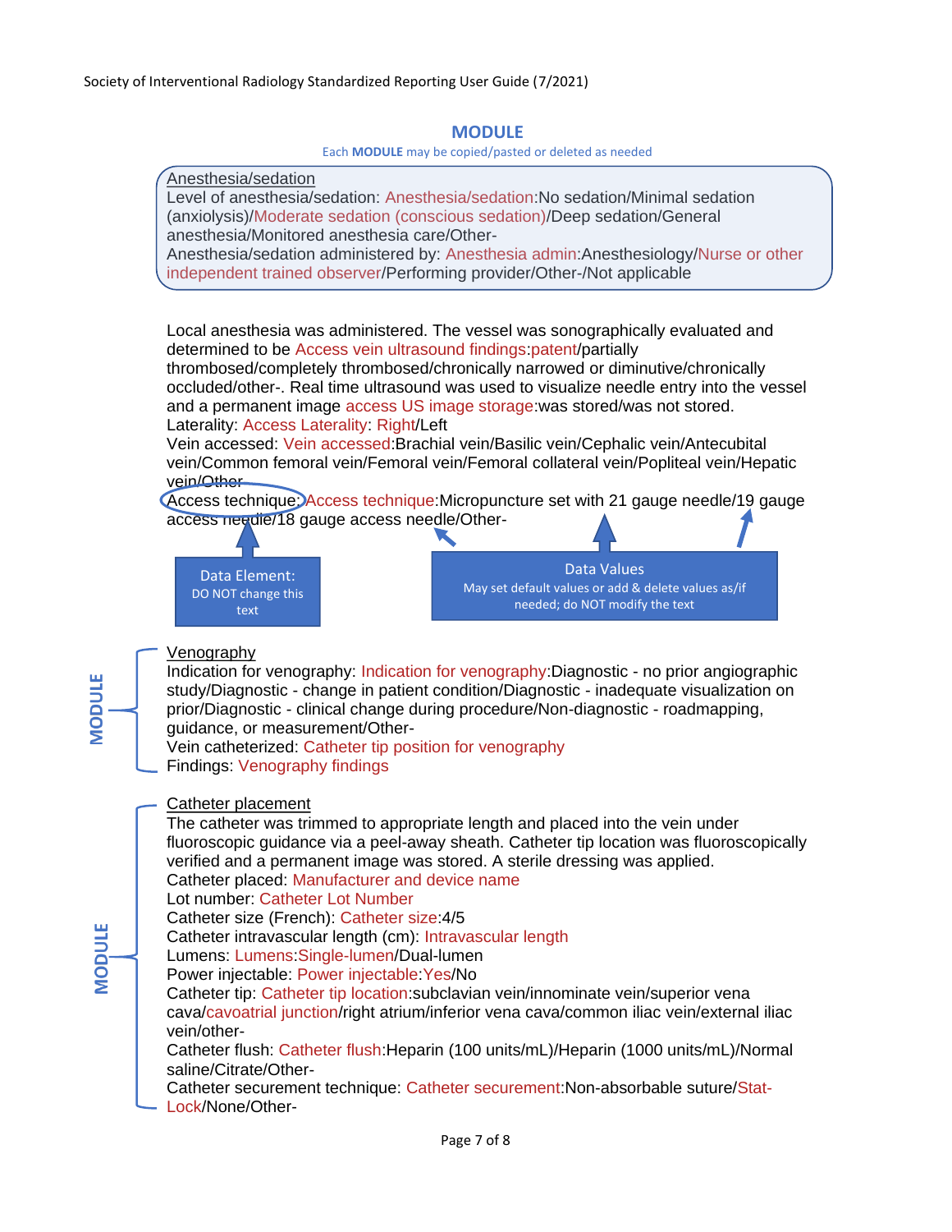## MODULE

Each **MODULE** may be copied/pasted or deleted as needed

Anesthesia/sedation
Level of anesthesia/sedation: Anesthesia/sedation:No sedation/Minimal sedation (anxiolysis)/Moderate sedation (conscious sedation)/Deep sedation/General anesthesia/Monitored anesthesia care/Other-
Anesthesia/sedation administered by: Anesthesia admin:Anesthesiology/Nurse or other independent trained observer/Performing provider/Other-/Not applicable

Local anesthesia was administered. The vessel was sonographically evaluated and determined to be Access vein ultrasound findings:patent/partially thrombosed/completely thrombosed/chronically narrowed or diminutive/chronically occluded/other-. Real time ultrasound was used to visualize needle entry into the vessel and a permanent image access US image storage:was stored/was not stored.
Laterality: Access Laterality: Right/Left
Vein accessed: Vein accessed:Brachial vein/Basilic vein/Cephalic vein/Antecubital vein/Common femoral vein/Femoral vein/Femoral collateral vein/Popliteal vein/Hepatic vein/Other
Access technique: Access technique:Micropuncture set with 21 gauge needle/19 gauge access needle/18 gauge access needle/Other-

Data Element: DO NOT change this text

Data Values
May set default values or add & delete values as/if needed; do NOT modify the text

**MODULE**

Venography
Indication for venography: Indication for venography:Diagnostic - no prior angiographic study/Diagnostic - change in patient condition/Diagnostic - inadequate visualization on prior/Diagnostic - clinical change during procedure/Non-diagnostic - roadmapping, guidance, or measurement/Other-
Vein catheterized: Catheter tip position for venography
Findings: Venography findings

**MODULE**

Catheter placement
The catheter was trimmed to appropriate length and placed into the vein under fluoroscopic guidance via a peel-away sheath. Catheter tip location was fluoroscopically verified and a permanent image was stored. A sterile dressing was applied.
Catheter placed: Manufacturer and device name
Lot number: Catheter Lot Number
Catheter size (French): Catheter size:4/5
Catheter intravascular length (cm): Intravascular length
Lumens: Lumens:Single-lumen/Dual-lumen
Power injectable: Power injectable:Yes/No
Catheter tip: Catheter tip location:subclavian vein/innominate vein/superior vena cava/cavoatrial junction/right atrium/inferior vena cava/common iliac vein/external iliac vein/other-
Catheter flush: Catheter flush:Heparin (100 units/mL)/Heparin (1000 units/mL)/Normal saline/Citrate/Other-
Catheter securement technique: Catheter securement:Non-absorbable suture/Stat-Lock/None/Other-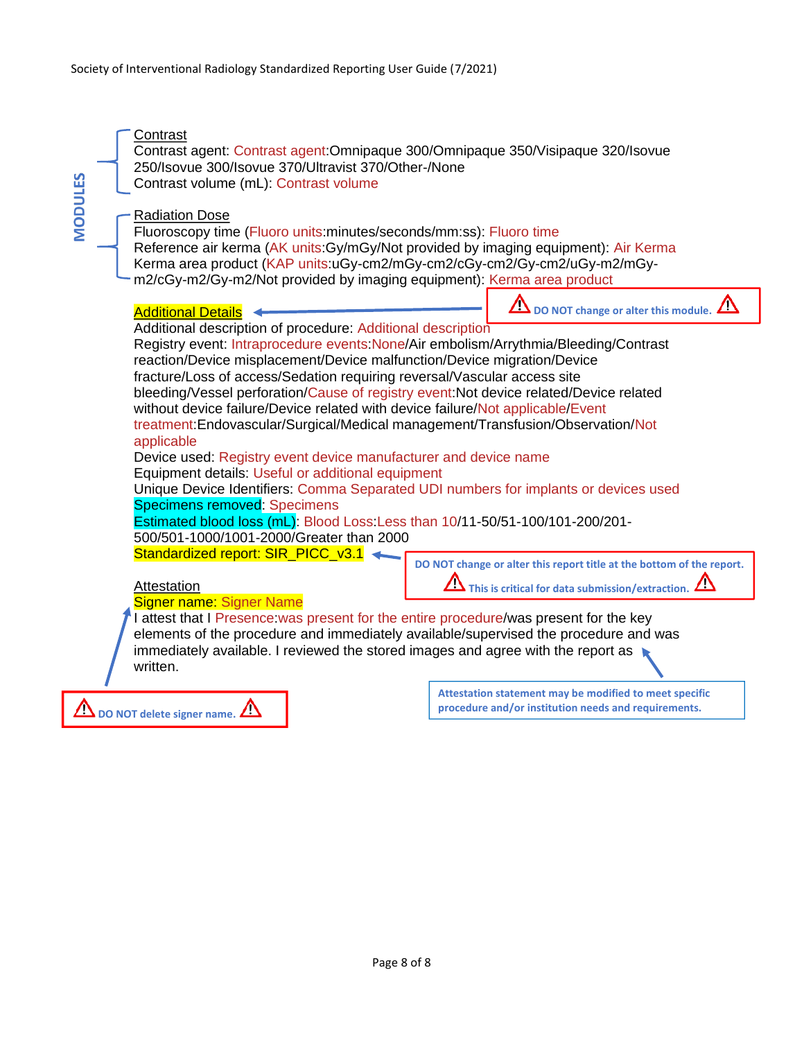MODULES

Contrast
Contrast agent: Contrast agent:Omnipaque 300/Omnipaque 350/Visipaque 320/Isovue 250/Isovue 300/Isovue 370/Ultravist 370/Other-/None
Contrast volume (mL): Contrast volume

Radiation Dose
Fluoroscopy time (Fluoro units:minutes/seconds/mm:ss): Fluoro time
Reference air kerma (AK units:Gy/mGy/Not provided by imaging equipment): Air Kerma
Kerma area product (KAP units:uGy-cm2/mGy-cm2/cGy-cm2/Gy-cm2/uGy-m2/mGy-m2/cGy-m2/Gy-m2/Not provided by imaging equipment): Kerma area product

Additional Details

⚠ DO NOT change or alter this module. ⚠

Additional description of procedure: Additional description
Registry event: Intraprocedure events:None/Air embolism/Arrythmia/Bleeding/Contrast reaction/Device misplacement/Device malfunction/Device migration/Device fracture/Loss of access/Sedation requiring reversal/Vascular access site bleeding/Vessel perforation/Cause of registry event:Not device related/Device related without device failure/Device related with device failure/Not applicable/Event treatment:Endovascular/Surgical/Medical management/Transfusion/Observation/Not applicable
Device used: Registry event device manufacturer and device name
Equipment details: Useful or additional equipment
Unique Device Identifiers: Comma Separated UDI numbers for implants or devices used
Specimens removed: Specimens
Estimated blood loss (mL): Blood Loss:Less than 10/11-50/51-100/101-200/201-500/501-1000/1001-2000/Greater than 2000
Standardized report: SIR_PICC_v3.1

DO NOT change or alter this report title at the bottom of the report.
⚠ This is critical for data submission/extraction. ⚠

Attestation
Signer name: Signer Name
I attest that I Presence:was present for the entire procedure/was present for the key elements of the procedure and immediately available/supervised the procedure and was immediately available. I reviewed the stored images and agree with the report as written.

⚠ DO NOT delete signer name. ⚠

Attestation statement may be modified to meet specific procedure and/or institution needs and requirements.